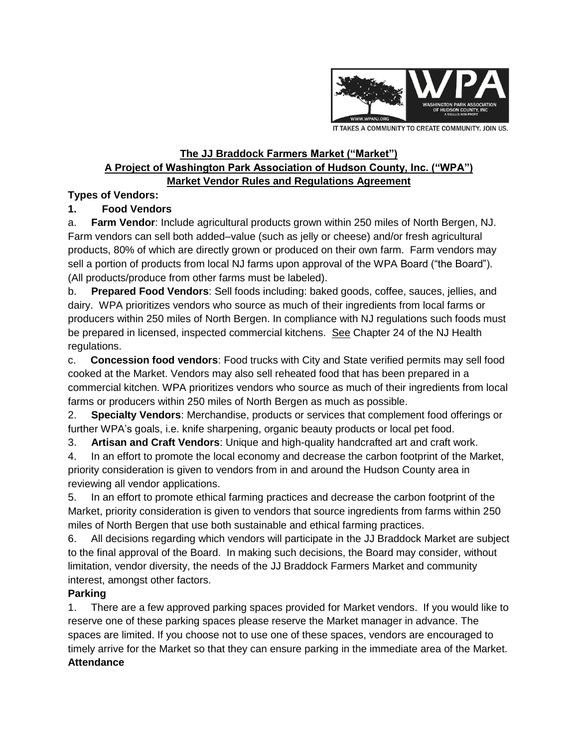**The JJ Braddock Farmers Market ("Market")**
**A Project of Washington Park Association of Hudson County, Inc. ("WPA")**
**Market Vendor Rules and Regulations Agreement**

**Types of Vendors:**

**1. Food Vendors**

a. **Farm Vendor**: Include agricultural products grown within 250 miles of North Bergen, NJ. Farm vendors can sell both added–value (such as jelly or cheese) and/or fresh agricultural products, 80% of which are directly grown or produced on their own farm. Farm vendors may sell a portion of products from local NJ farms upon approval of the WPA Board ("the Board"). (All products/produce from other farms must be labeled).

b. **Prepared Food Vendors**: Sell foods including: baked goods, coffee, sauces, jellies, and dairy. WPA prioritizes vendors who source as much of their ingredients from local farms or producers within 250 miles of North Bergen. In compliance with NJ regulations such foods must be prepared in licensed, inspected commercial kitchens. See Chapter 24 of the NJ Health regulations.

c. **Concession food vendors**: Food trucks with City and State verified permits may sell food cooked at the Market. Vendors may also sell reheated food that has been prepared in a commercial kitchen. WPA prioritizes vendors who source as much of their ingredients from local farms or producers within 250 miles of North Bergen as much as possible.

2. **Specialty Vendors**: Merchandise, products or services that complement food offerings or further WPA's goals, i.e. knife sharpening, organic beauty products or local pet food.

3. **Artisan and Craft Vendors**: Unique and high-quality handcrafted art and craft work.

4. In an effort to promote the local economy and decrease the carbon footprint of the Market, priority consideration is given to vendors from in and around the Hudson County area in reviewing all vendor applications.

5. In an effort to promote ethical farming practices and decrease the carbon footprint of the Market, priority consideration is given to vendors that source ingredients from farms within 250 miles of North Bergen that use both sustainable and ethical farming practices.

6. All decisions regarding which vendors will participate in the JJ Braddock Market are subject to the final approval of the Board. In making such decisions, the Board may consider, without limitation, vendor diversity, the needs of the JJ Braddock Farmers Market and community interest, amongst other factors.

**Parking**

1. There are a few approved parking spaces provided for Market vendors. If you would like to reserve one of these parking spaces please reserve the Market manager in advance. The spaces are limited. If you choose not to use one of these spaces, vendors are encouraged to timely arrive for the Market so that they can ensure parking in the immediate area of the Market.

**Attendance**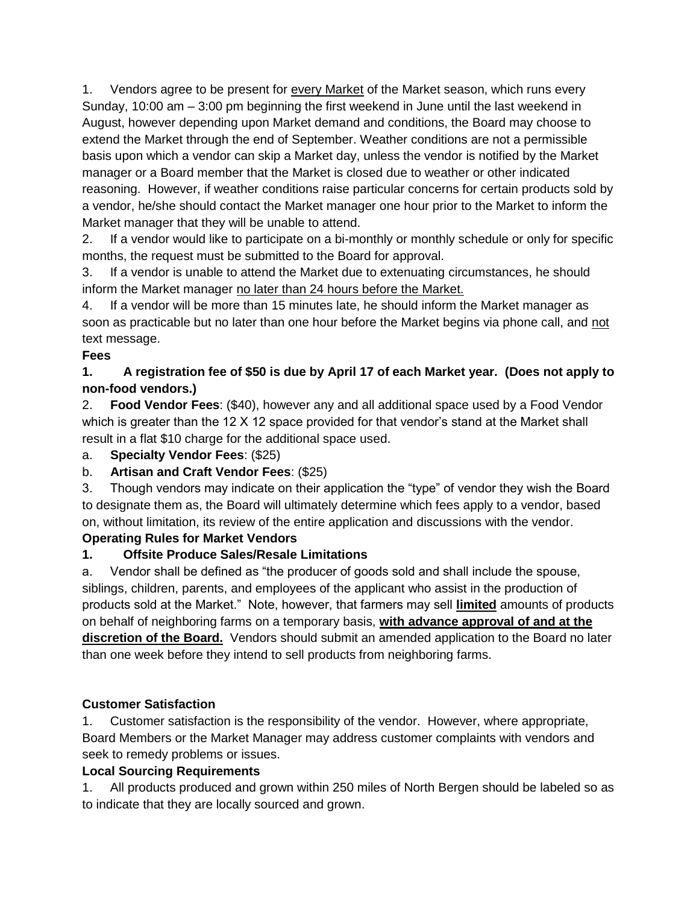1. Vendors agree to be present for <u>every Market</u> of the Market season, which runs every Sunday, 10:00 am – 3:00 pm beginning the first weekend in June until the last weekend in August, however depending upon Market demand and conditions, the Board may choose to extend the Market through the end of September. Weather conditions are not a permissible basis upon which a vendor can skip a Market day, unless the vendor is notified by the Market manager or a Board member that the Market is closed due to weather or other indicated reasoning. However, if weather conditions raise particular concerns for certain products sold by a vendor, he/she should contact the Market manager one hour prior to the Market to inform the Market manager that they will be unable to attend.
2. If a vendor would like to participate on a bi-monthly or monthly schedule or only for specific months, the request must be submitted to the Board for approval.
3. If a vendor is unable to attend the Market due to extenuating circumstances, he should inform the Market manager <u>no later than 24 hours before the Market.</u>
4. If a vendor will be more than 15 minutes late, he should inform the Market manager as soon as practicable but no later than one hour before the Market begins via phone call, and <u>not</u> text message.

**Fees**

1. **A registration fee of $50 is due by April 17 of each Market year. (Does not apply to non-food vendors.)**
2. **Food Vendor Fees**: ($40), however any and all additional space used by a Food Vendor which is greater than the 12 X 12 space provided for that vendor's stand at the Market shall result in a flat $10 charge for the additional space used.
   a. **Specialty Vendor Fees**: ($25)
   b. **Artisan and Craft Vendor Fees**: ($25)
3. Though vendors may indicate on their application the "type" of vendor they wish the Board to designate them as, the Board will ultimately determine which fees apply to a vendor, based on, without limitation, its review of the entire application and discussions with the vendor.

**Operating Rules for Market Vendors**

1. **Offsite Produce Sales/Resale Limitations**
   a. Vendor shall be defined as "the producer of goods sold and shall include the spouse, siblings, children, parents, and employees of the applicant who assist in the production of products sold at the Market." Note, however, that farmers may sell **<u>limited</u>** amounts of products on behalf of neighboring farms on a temporary basis, **<u>with advance approval of and at the discretion of the Board.</u>** Vendors should submit an amended application to the Board no later than one week before they intend to sell products from neighboring farms.

**Customer Satisfaction**

1. Customer satisfaction is the responsibility of the vendor. However, where appropriate, Board Members or the Market Manager may address customer complaints with vendors and seek to remedy problems or issues.

**Local Sourcing Requirements**

1. All products produced and grown within 250 miles of North Bergen should be labeled so as to indicate that they are locally sourced and grown.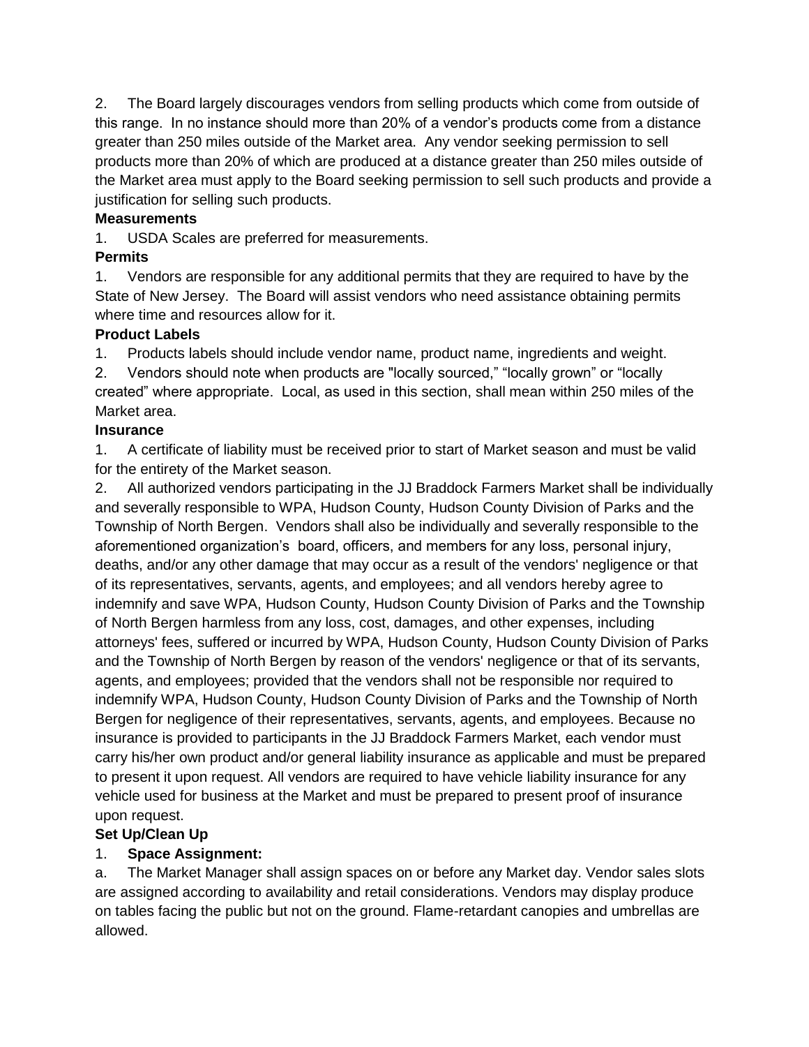2. The Board largely discourages vendors from selling products which come from outside of this range. In no instance should more than 20% of a vendor's products come from a distance greater than 250 miles outside of the Market area. Any vendor seeking permission to sell products more than 20% of which are produced at a distance greater than 250 miles outside of the Market area must apply to the Board seeking permission to sell such products and provide a justification for selling such products.

**Measurements**

1. USDA Scales are preferred for measurements.

**Permits**

1. Vendors are responsible for any additional permits that they are required to have by the State of New Jersey. The Board will assist vendors who need assistance obtaining permits where time and resources allow for it.

**Product Labels**

1. Products labels should include vendor name, product name, ingredients and weight.
2. Vendors should note when products are "locally sourced," "locally grown" or "locally created" where appropriate. Local, as used in this section, shall mean within 250 miles of the Market area.

**Insurance**

1. A certificate of liability must be received prior to start of Market season and must be valid for the entirety of the Market season.
2. All authorized vendors participating in the JJ Braddock Farmers Market shall be individually and severally responsible to WPA, Hudson County, Hudson County Division of Parks and the Township of North Bergen. Vendors shall also be individually and severally responsible to the aforementioned organization's board, officers, and members for any loss, personal injury, deaths, and/or any other damage that may occur as a result of the vendors' negligence or that of its representatives, servants, agents, and employees; and all vendors hereby agree to indemnify and save WPA, Hudson County, Hudson County Division of Parks and the Township of North Bergen harmless from any loss, cost, damages, and other expenses, including attorneys' fees, suffered or incurred by WPA, Hudson County, Hudson County Division of Parks and the Township of North Bergen by reason of the vendors' negligence or that of its servants, agents, and employees; provided that the vendors shall not be responsible nor required to indemnify WPA, Hudson County, Hudson County Division of Parks and the Township of North Bergen for negligence of their representatives, servants, agents, and employees. Because no insurance is provided to participants in the JJ Braddock Farmers Market, each vendor must carry his/her own product and/or general liability insurance as applicable and must be prepared to present it upon request. All vendors are required to have vehicle liability insurance for any vehicle used for business at the Market and must be prepared to present proof of insurance upon request.

**Set Up/Clean Up**

1. **Space Assignment:**

a. The Market Manager shall assign spaces on or before any Market day. Vendor sales slots are assigned according to availability and retail considerations. Vendors may display produce on tables facing the public but not on the ground. Flame-retardant canopies and umbrellas are allowed.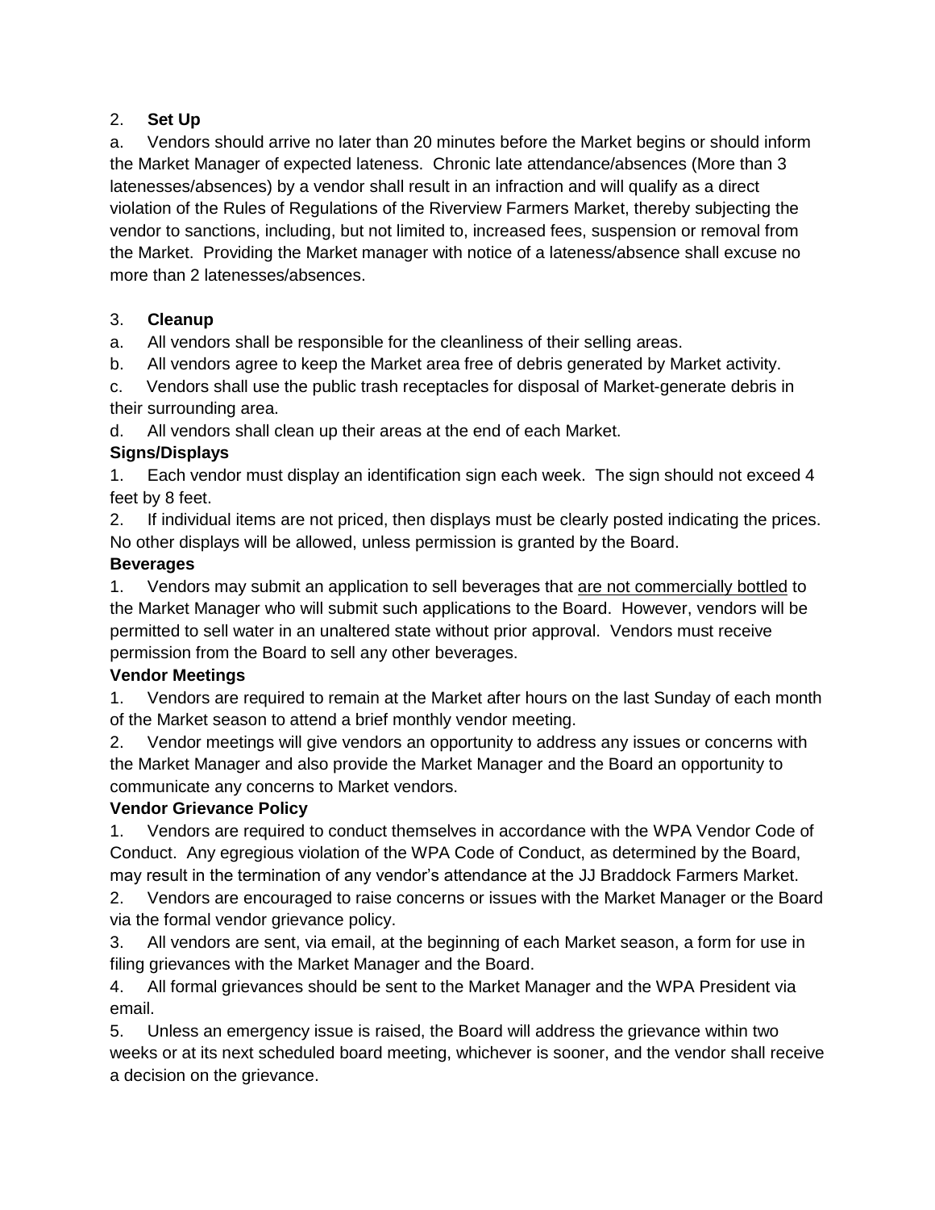2. **Set Up**

a. Vendors should arrive no later than 20 minutes before the Market begins or should inform the Market Manager of expected lateness. Chronic late attendance/absences (More than 3 latenesses/absences) by a vendor shall result in an infraction and will qualify as a direct violation of the Rules of Regulations of the Riverview Farmers Market, thereby subjecting the vendor to sanctions, including, but not limited to, increased fees, suspension or removal from the Market. Providing the Market manager with notice of a lateness/absence shall excuse no more than 2 latenesses/absences.

3. **Cleanup**

a. All vendors shall be responsible for the cleanliness of their selling areas.

b. All vendors agree to keep the Market area free of debris generated by Market activity.

c. Vendors shall use the public trash receptacles for disposal of Market-generate debris in their surrounding area.

d. All vendors shall clean up their areas at the end of each Market.

**Signs/Displays**

1. Each vendor must display an identification sign each week. The sign should not exceed 4 feet by 8 feet.
2. If individual items are not priced, then displays must be clearly posted indicating the prices. No other displays will be allowed, unless permission is granted by the Board.

**Beverages**

1. Vendors may submit an application to sell beverages that <u>are not commercially bottled</u> to the Market Manager who will submit such applications to the Board. However, vendors will be permitted to sell water in an unaltered state without prior approval. Vendors must receive permission from the Board to sell any other beverages.

**Vendor Meetings**

1. Vendors are required to remain at the Market after hours on the last Sunday of each month of the Market season to attend a brief monthly vendor meeting.
2. Vendor meetings will give vendors an opportunity to address any issues or concerns with the Market Manager and also provide the Market Manager and the Board an opportunity to communicate any concerns to Market vendors.

**Vendor Grievance Policy**

1. Vendors are required to conduct themselves in accordance with the WPA Vendor Code of Conduct. Any egregious violation of the WPA Code of Conduct, as determined by the Board, may result in the termination of any vendor's attendance at the JJ Braddock Farmers Market.
2. Vendors are encouraged to raise concerns or issues with the Market Manager or the Board via the formal vendor grievance policy.
3. All vendors are sent, via email, at the beginning of each Market season, a form for use in filing grievances with the Market Manager and the Board.
4. All formal grievances should be sent to the Market Manager and the WPA President via email.
5. Unless an emergency issue is raised, the Board will address the grievance within two weeks or at its next scheduled board meeting, whichever is sooner, and the vendor shall receive a decision on the grievance.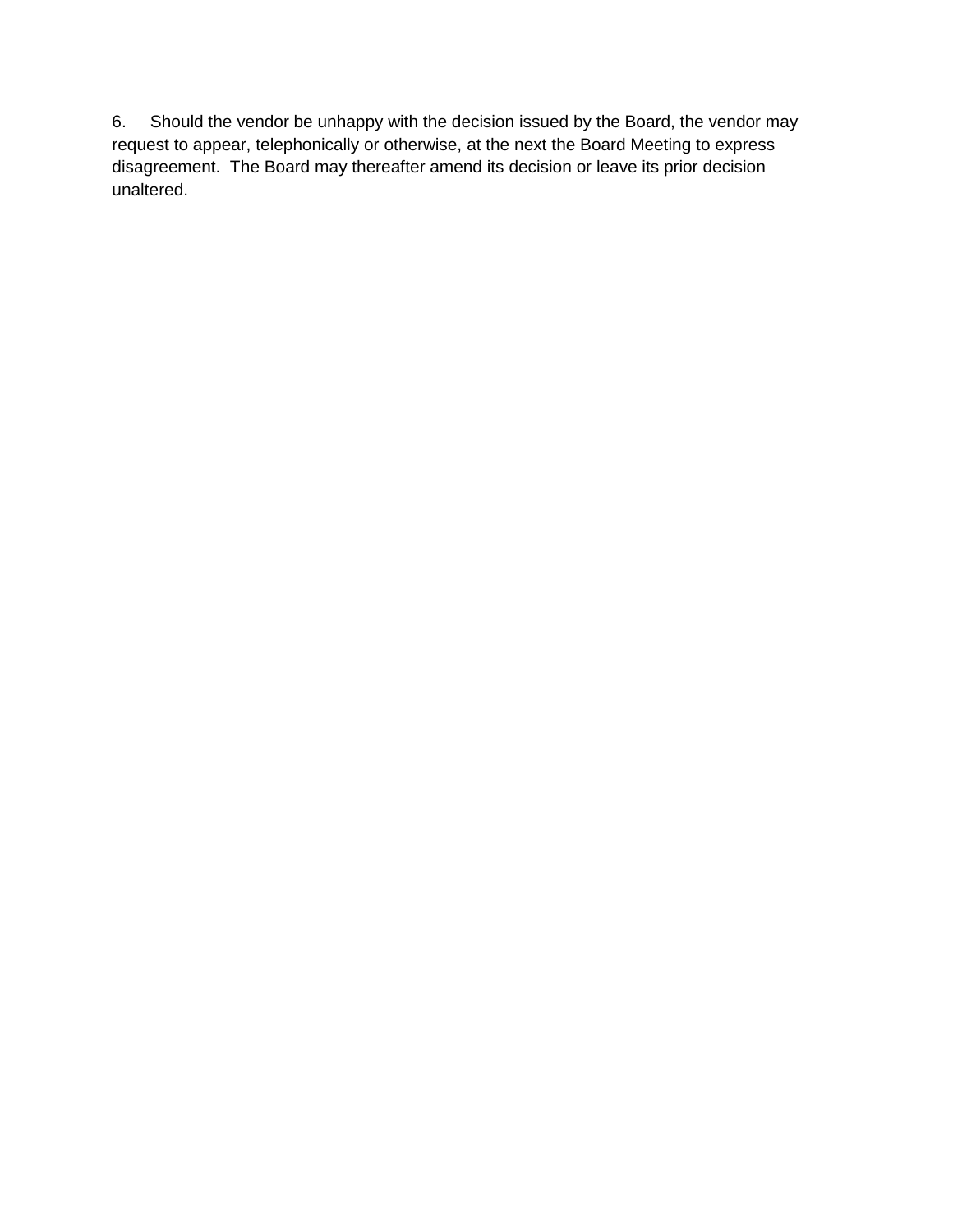6. Should the vendor be unhappy with the decision issued by the Board, the vendor may request to appear, telephonically or otherwise, at the next the Board Meeting to express disagreement. The Board may thereafter amend its decision or leave its prior decision unaltered.